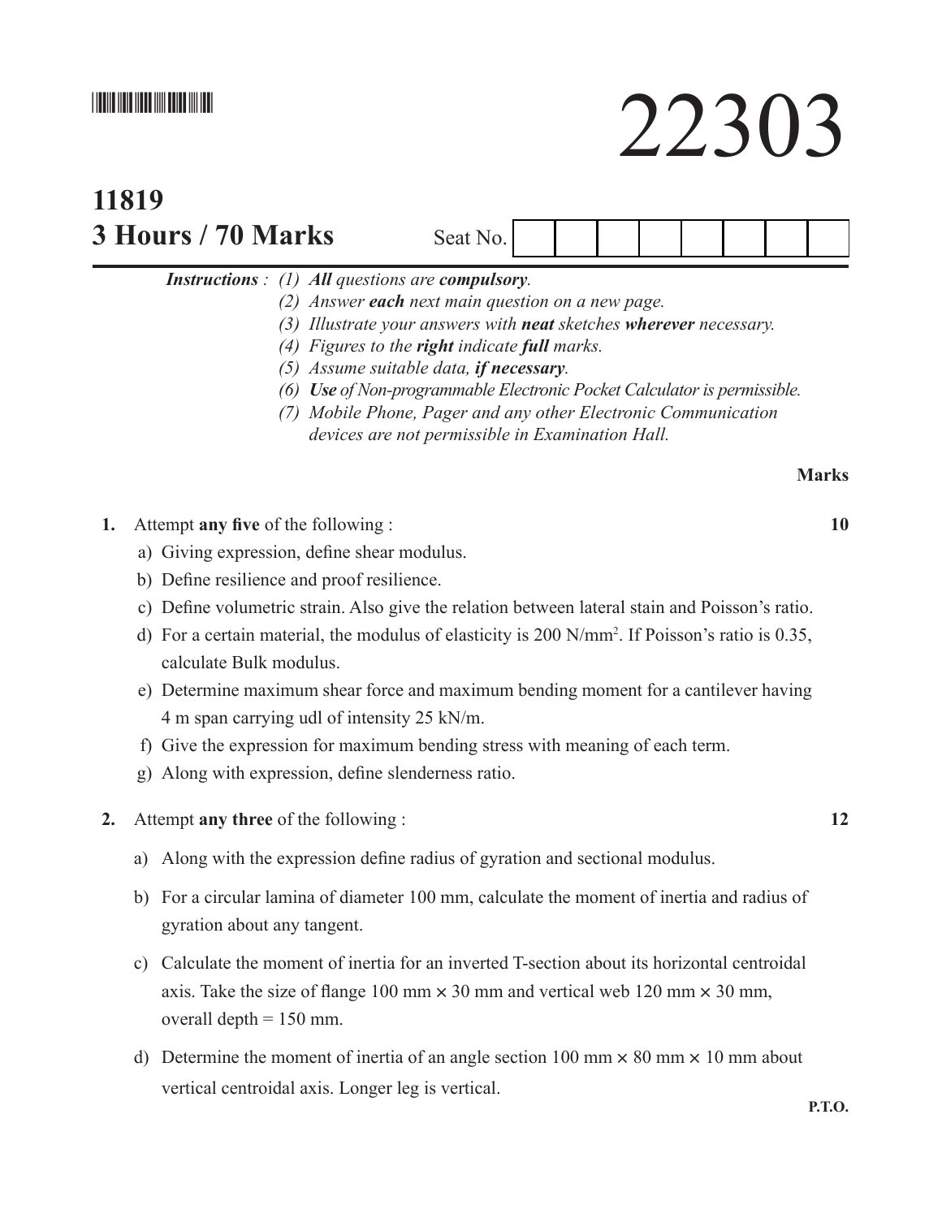# 22303

**11819**

**3 Hours / 70 Marks**

Seat No. | | | | | | | | |

*Instructions :* (1) ***All*** *questions are* ***compulsory****.*

(2) *Answer* ***each*** *next main question on a new page.*

(3) *Illustrate your answers with* ***neat*** *sketches* ***wherever*** *necessary.*

(4) *Figures to the* ***right*** *indicate* ***full*** *marks.*

(5) *Assume suitable data,* ***if necessary****.*

(6) ***Use*** *of Non-programmable Electronic Pocket Calculator is permissible.*

(7) *Mobile Phone, Pager and any other Electronic Communication devices are not permissible in Examination Hall.*

**Marks**

**1.** Attempt **any five** of the following : **10**

a) Giving expression, define shear modulus.

b) Define resilience and proof resilience.

c) Define volumetric strain. Also give the relation between lateral stain and Poisson's ratio.

d) For a certain material, the modulus of elasticity is 200 $N/mm^2$. If Poisson's ratio is 0.35, calculate Bulk modulus.

e) Determine maximum shear force and maximum bending moment for a cantilever having 4 m span carrying udl of intensity 25 kN/m.

f) Give the expression for maximum bending stress with meaning of each term.

g) Along with expression, define slenderness ratio.

**2.** Attempt **any three** of the following : **12**

a) Along with the expression define radius of gyration and sectional modulus.

b) For a circular lamina of diameter 100 mm, calculate the moment of inertia and radius of gyration about any tangent.

c) Calculate the moment of inertia for an inverted T-section about its horizontal centroidal axis. Take the size of flange 100 mm × 30 mm and vertical web 120 mm × 30 mm, overall depth = 150 mm.

d) Determine the moment of inertia of an angle section 100 mm × 80 mm × 10 mm about vertical centroidal axis. Longer leg is vertical.

**P.T.O.**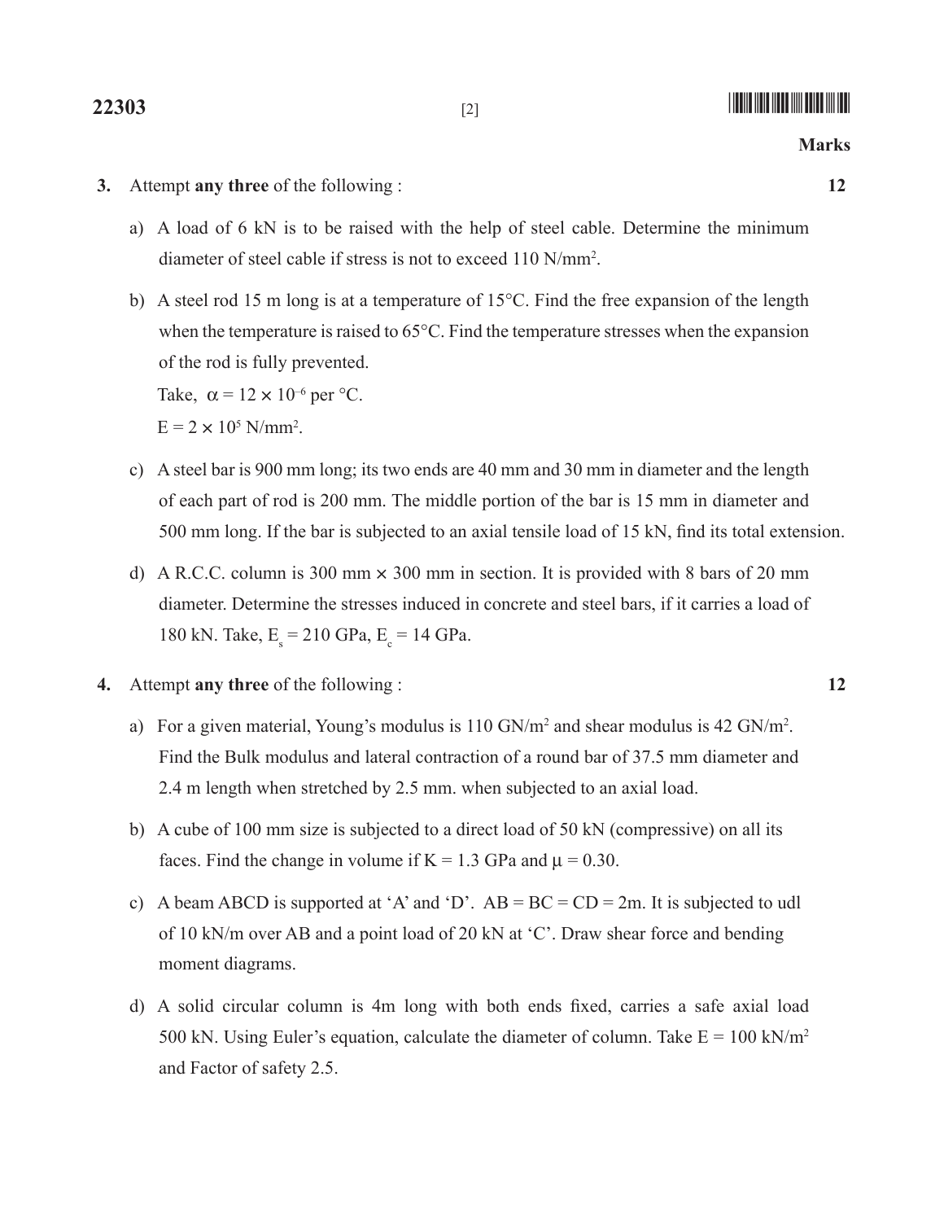**Marks**

**3.** Attempt **any three** of the following : **12**

a) A load of 6 kN is to be raised with the help of steel cable. Determine the minimum diameter of steel cable if stress is not to exceed 110 $N/mm^2$.

b) A steel rod 15 m long is at a temperature of 15°C. Find the free expansion of the length when the temperature is raised to 65°C. Find the temperature stresses when the expansion of the rod is fully prevented.

Take, $\alpha = 12 \times 10^{-6}$ per °C.

$E = 2 \times 10^5$ $N/mm^2$.

c) A steel bar is 900 mm long; its two ends are 40 mm and 30 mm in diameter and the length of each part of rod is 200 mm. The middle portion of the bar is 15 mm in diameter and 500 mm long. If the bar is subjected to an axial tensile load of 15 kN, find its total extension.

d) A R.C.C. column is 300 mm × 300 mm in section. It is provided with 8 bars of 20 mm diameter. Determine the stresses induced in concrete and steel bars, if it carries a load of 180 kN. Take, $E_s = 210$ GPa, $E_c = 14$ GPa.

**4.** Attempt **any three** of the following : **12**

a) For a given material, Young's modulus is 110 $GN/m^2$ and shear modulus is 42 $GN/m^2$. Find the Bulk modulus and lateral contraction of a round bar of 37.5 mm diameter and 2.4 m length when stretched by 2.5 mm. when subjected to an axial load.

b) A cube of 100 mm size is subjected to a direct load of 50 kN (compressive) on all its faces. Find the change in volume if K = 1.3 GPa and $\mu = 0.30$.

c) A beam ABCD is supported at 'A' and 'D'. AB = BC = CD = 2m. It is subjected to udl of 10 kN/m over AB and a point load of 20 kN at 'C'. Draw shear force and bending moment diagrams.

d) A solid circular column is 4m long with both ends fixed, carries a safe axial load 500 kN. Using Euler's equation, calculate the diameter of column. Take E = 100 $kN/m^2$ and Factor of safety 2.5.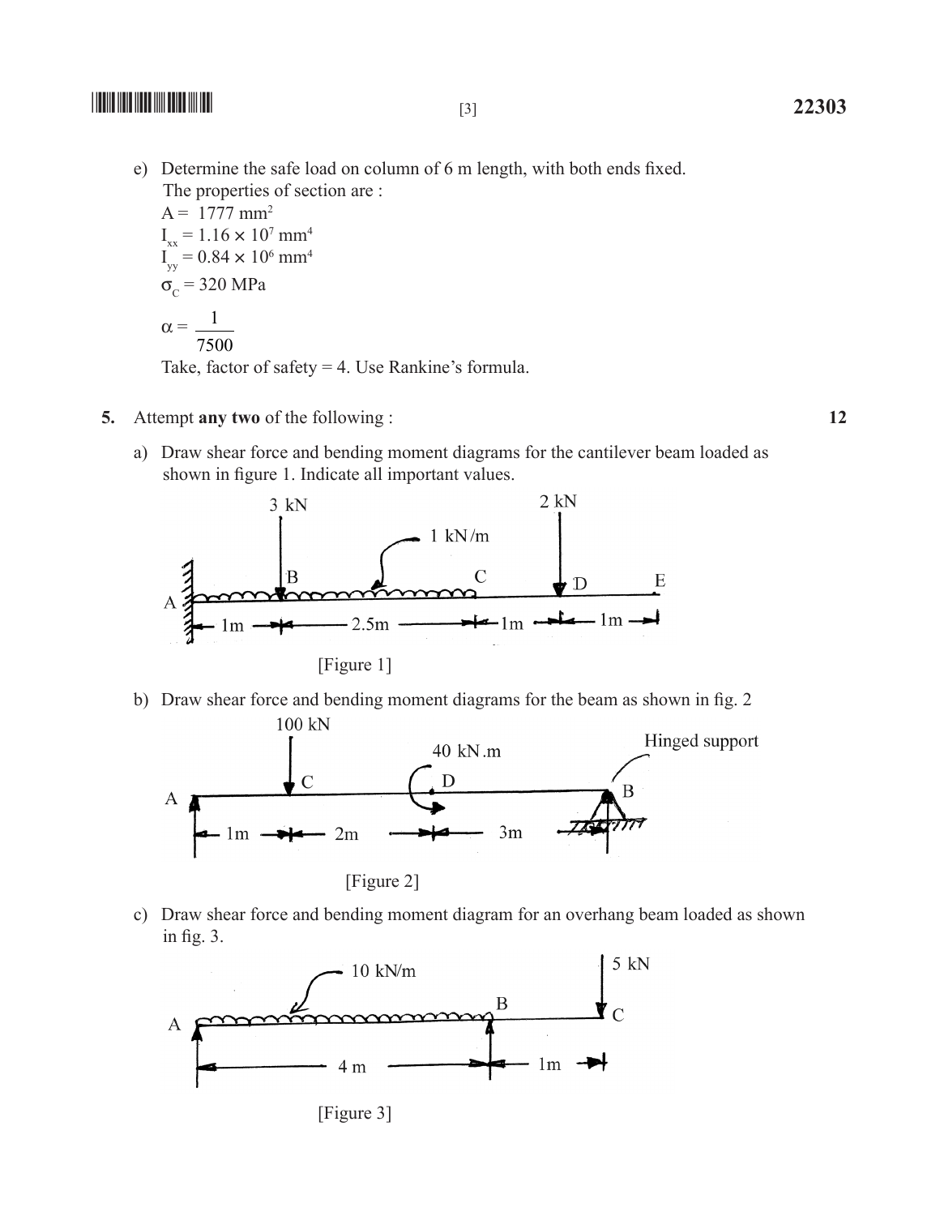e) Determine the safe load on column of 6 m length, with both ends fixed.
The properties of section are :

$A = 1777 \text{ mm}^2$

$I_{xx} = 1.16 \times 10^7 \text{ mm}^4$

$I_{yy} = 0.84 \times 10^6 \text{ mm}^4$

$\sigma_C = 320 \text{ MPa}$

$\alpha = \dfrac{1}{7500}$

Take, factor of safety = 4. Use Rankine's formula.

**5.** Attempt **any two** of the following : **12**

a) Draw shear force and bending moment diagrams for the cantilever beam loaded as shown in figure 1. Indicate all important values.

3 kN, 2 kN, 1 kN/m, A, B, C, D, E, 1m, 2.5m, 1m, 1m

[Figure 1]

b) Draw shear force and bending moment diagrams for the beam as shown in fig. 2

100 kN, 40 kN.m, Hinged support, A, C, D, B, 1m, 2m, 3m

[Figure 2]

c) Draw shear force and bending moment diagram for an overhang beam loaded as shown in fig. 3.

10 kN/m, 5 kN, A, B, C, 4 m, 1m

[Figure 3]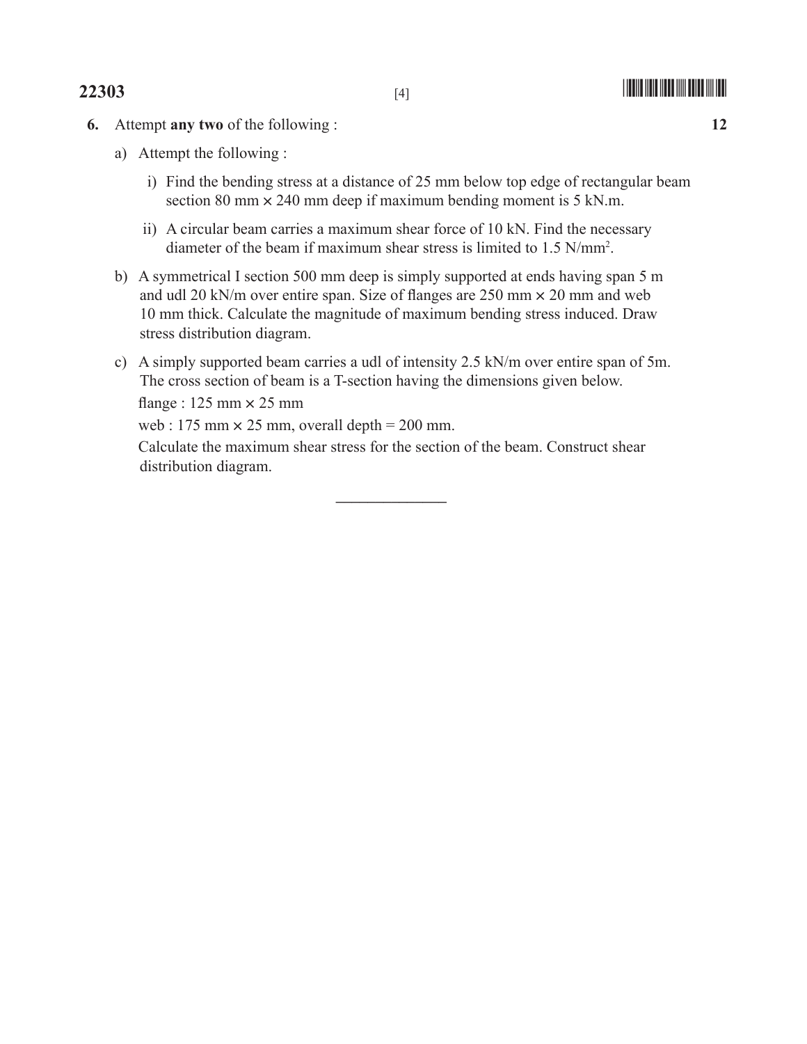**6.** Attempt **any two** of the following : **12**

a) Attempt the following :

i) Find the bending stress at a distance of 25 mm below top edge of rectangular beam section 80 mm × 240 mm deep if maximum bending moment is 5 kN.m.

ii) A circular beam carries a maximum shear force of 10 kN. Find the necessary diameter of the beam if maximum shear stress is limited to 1.5 $N/mm^2$.

b) A symmetrical I section 500 mm deep is simply supported at ends having span 5 m and udl 20 kN/m over entire span. Size of flanges are 250 mm × 20 mm and web 10 mm thick. Calculate the magnitude of maximum bending stress induced. Draw stress distribution diagram.

c) A simply supported beam carries a udl of intensity 2.5 kN/m over entire span of 5m. The cross section of beam is a T-section having the dimensions given below.

flange : 125 mm × 25 mm

web : 175 mm × 25 mm, overall depth = 200 mm.

Calculate the maximum shear stress for the section of the beam. Construct shear distribution diagram.